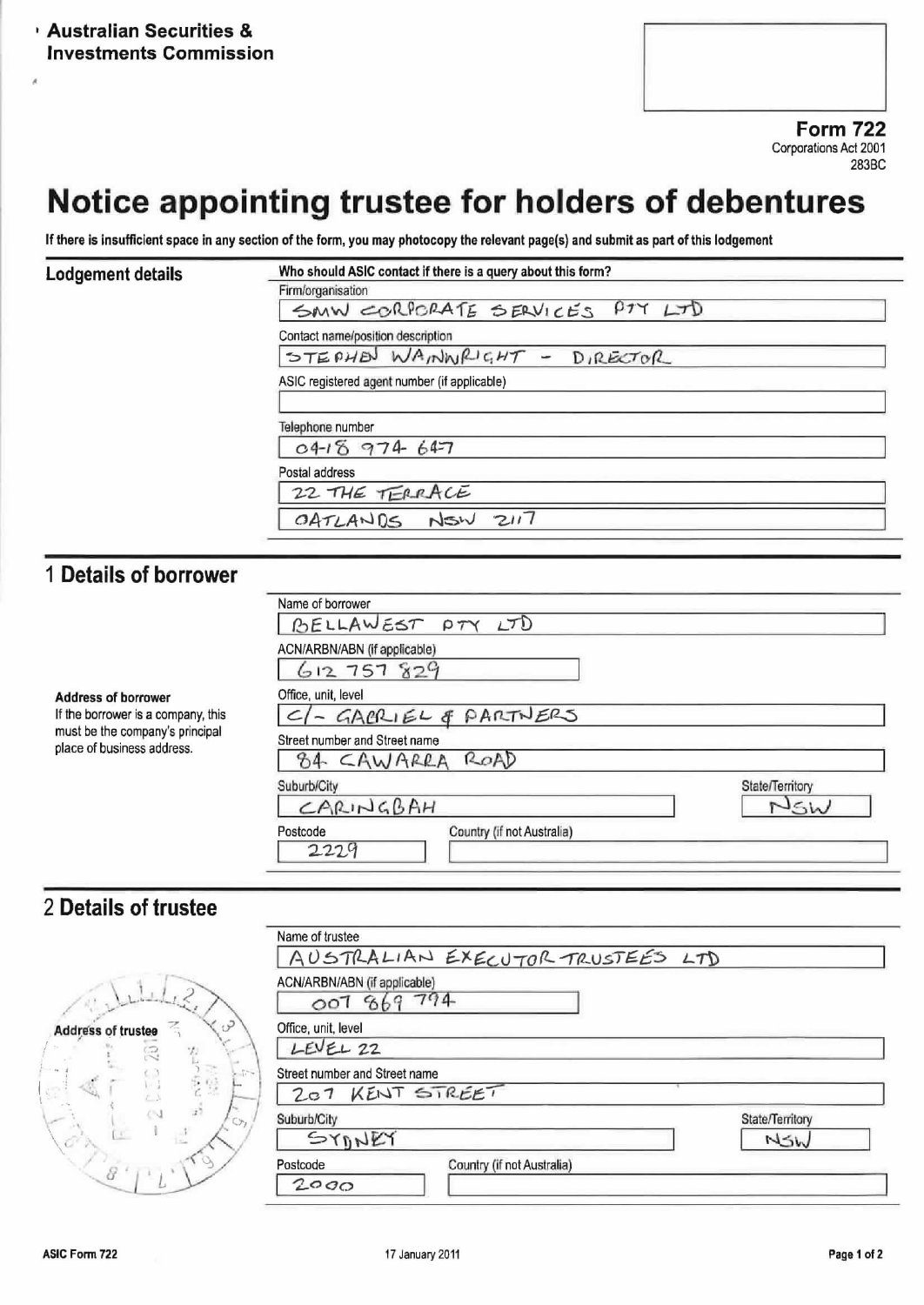Australian Securities & Investments Commission

**Form 722**
Corporations Act 2001
283BC

# Notice appointing trustee for holders of debentures

**If there is insufficient space in any section of the form, you may photocopy the relevant page(s) and submit as part of this lodgement**

## Lodgement details

**Who should ASIC contact if there is a query about this form?**

Firm/organisation
SMW CORPORATE SERVICES PTY LTD

Contact name/position description
STEPHEN WAINWRIGHT - DIRECTOR

ASIC registered agent number (if applicable)

Telephone number
0418 974 647

Postal address
22 THE TERRACE
OATLANDS NSW 2117

## 1 Details of borrower

Name of borrower
BELLAWEST PTY LTD

ACN/ARBN/ABN (if applicable)
612 757 829

**Address of borrower**
If the borrower is a company, this must be the company's principal place of business address.

Office, unit, level
C/- GABRIEL & PARTNERS

Street number and Street name
84 CAWARRA ROAD

Suburb/City
CARINGBAH

State/Territory
NSW

Postcode
2229

Country (if not Australia)

## 2 Details of trustee

Name of trustee
AUSTRALIAN EXECUTOR TRUSTEES LTD

ACN/ARBN/ABN (if applicable)
007 869 794

**Address of trustee**

Office, unit, level
LEVEL 22

Street number and Street name
207 KENT STREET

Suburb/City
SYDNEY

State/Territory
NSW

Postcode
2000

Country (if not Australia)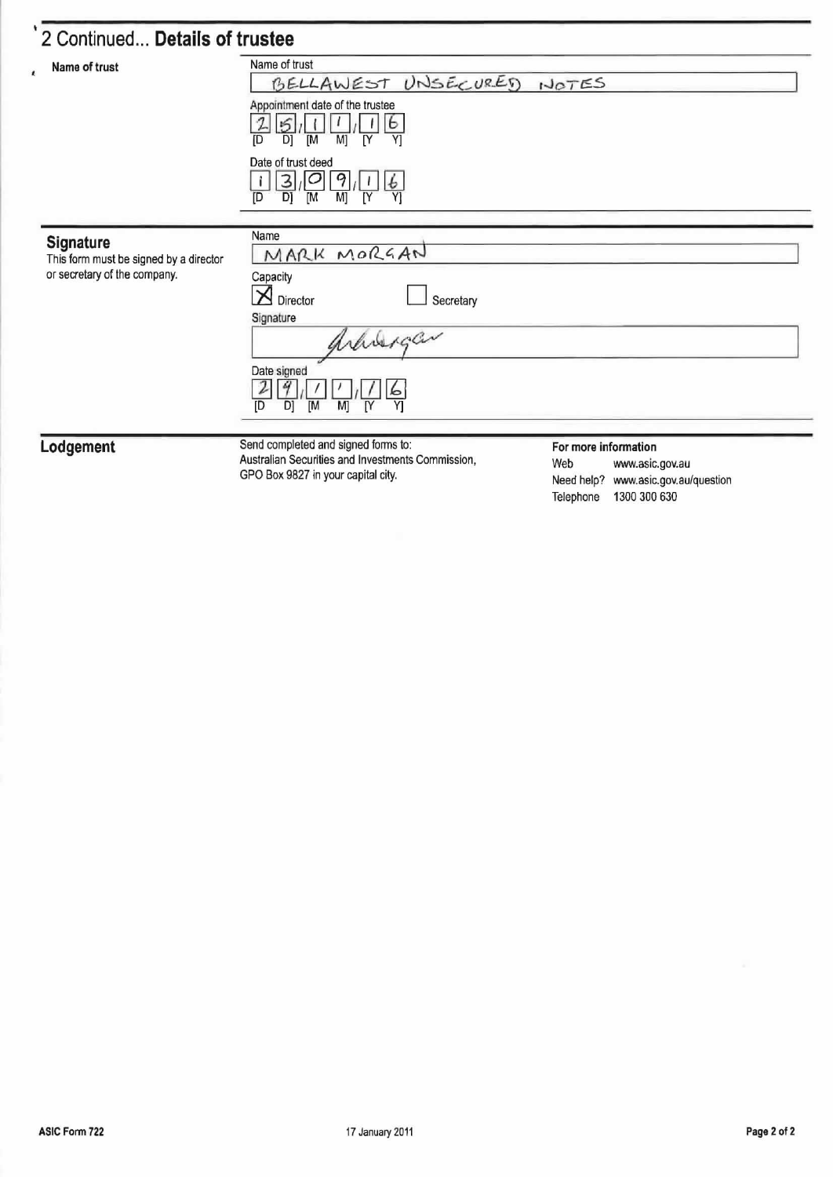## 2 Continued... **Details of trustee**

**Name of trust**

Name of trust

BELLAWEST UNSECURED NOTES

Appointment date of the trustee

25/11/16
[D D] [M M] [Y Y]

Date of trust deed

13/09/16
[D D] [M M] [Y Y]

## Signature

This form must be signed by a director or secretary of the company.

Name

MARK MORGAN

Capacity

[X] Director

[ ] Secretary

Signature

(signature)

Date signed

29/11/16
[D D] [M M] [Y Y]

## Lodgement

Send completed and signed forms to:
Australian Securities and Investments Commission,
GPO Box 9827 in your capital city.

**For more information**

Web www.asic.gov.au
Need help? www.asic.gov.au/question
Telephone 1300 300 630

ASIC Form 722 17 January 2011